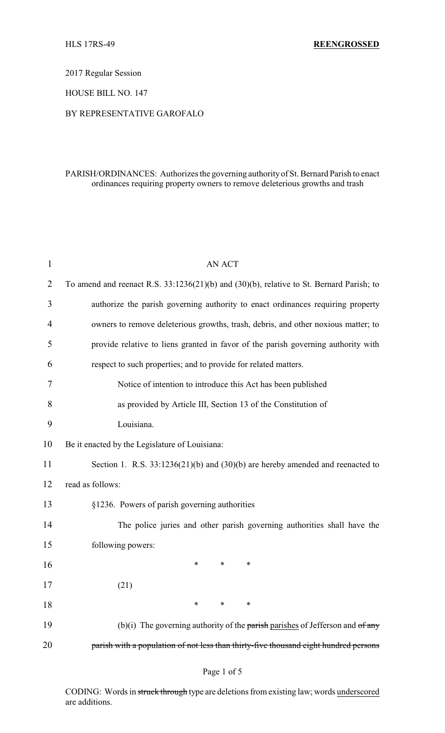HLS 17RS-49 **REENGROSSED**

2017 Regular Session

HOUSE BILL NO. 147

BY REPRESENTATIVE GAROFALO

PARISH/ORDINANCES: Authorizes the governing authority of St. Bernard Parish to enact ordinances requiring property owners to remove deleterious growths and trash

AN ACT

To amend and reenact R.S. 33:1236(21)(b) and (30)(b), relative to St. Bernard Parish; to authorize the parish governing authority to enact ordinances requiring property owners to remove deleterious growths, trash, debris, and other noxious matter; to provide relative to liens granted in favor of the parish governing authority with respect to such properties; and to provide for related matters.

Notice of intention to introduce this Act has been published as provided by Article III, Section 13 of the Constitution of Louisiana.

Be it enacted by the Legislature of Louisiana:

Section 1. R.S. 33:1236(21)(b) and (30)(b) are hereby amended and reenacted to read as follows:

§1236. Powers of parish governing authorities

The police juries and other parish governing authorities shall have the following powers:

\* \* \*

(21)

\* \* \*

(b)(i) The governing authority of the ~~parish~~ <u>parishes</u> of Jefferson and ~~of any parish with a population of not less than thirty-five thousand eight hundred persons~~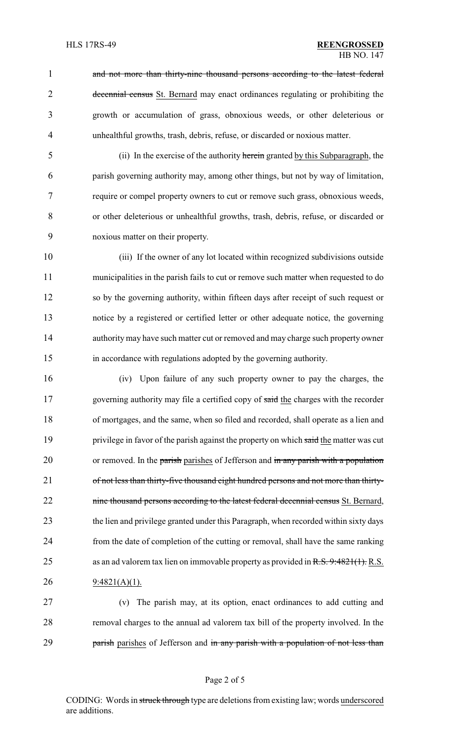and not more than thirty-nine thousand persons according to the latest federal decennial census St. Bernard may enact ordinances regulating or prohibiting the growth or accumulation of grass, obnoxious weeds, or other deleterious or unhealthful growths, trash, debris, refuse, or discarded or noxious matter.

(ii) In the exercise of the authority herein granted by this Subparagraph, the parish governing authority may, among other things, but not by way of limitation, require or compel property owners to cut or remove such grass, obnoxious weeds, or other deleterious or unhealthful growths, trash, debris, refuse, or discarded or noxious matter on their property.

(iii) If the owner of any lot located within recognized subdivisions outside municipalities in the parish fails to cut or remove such matter when requested to do so by the governing authority, within fifteen days after receipt of such request or notice by a registered or certified letter or other adequate notice, the governing authority may have such matter cut or removed and may charge such property owner in accordance with regulations adopted by the governing authority.

(iv) Upon failure of any such property owner to pay the charges, the governing authority may file a certified copy of said the charges with the recorder of mortgages, and the same, when so filed and recorded, shall operate as a lien and privilege in favor of the parish against the property on which said the matter was cut or removed. In the parish parishes of Jefferson and in any parish with a population of not less than thirty-five thousand eight hundred persons and not more than thirty-nine thousand persons according to the latest federal decennial census St. Bernard, the lien and privilege granted under this Paragraph, when recorded within sixty days from the date of completion of the cutting or removal, shall have the same ranking as an ad valorem tax lien on immovable property as provided in R.S. 9:4821(1). R.S. 9:4821(A)(1).

(v) The parish may, at its option, enact ordinances to add cutting and removal charges to the annual ad valorem tax bill of the property involved. In the parish parishes of Jefferson and in any parish with a population of not less than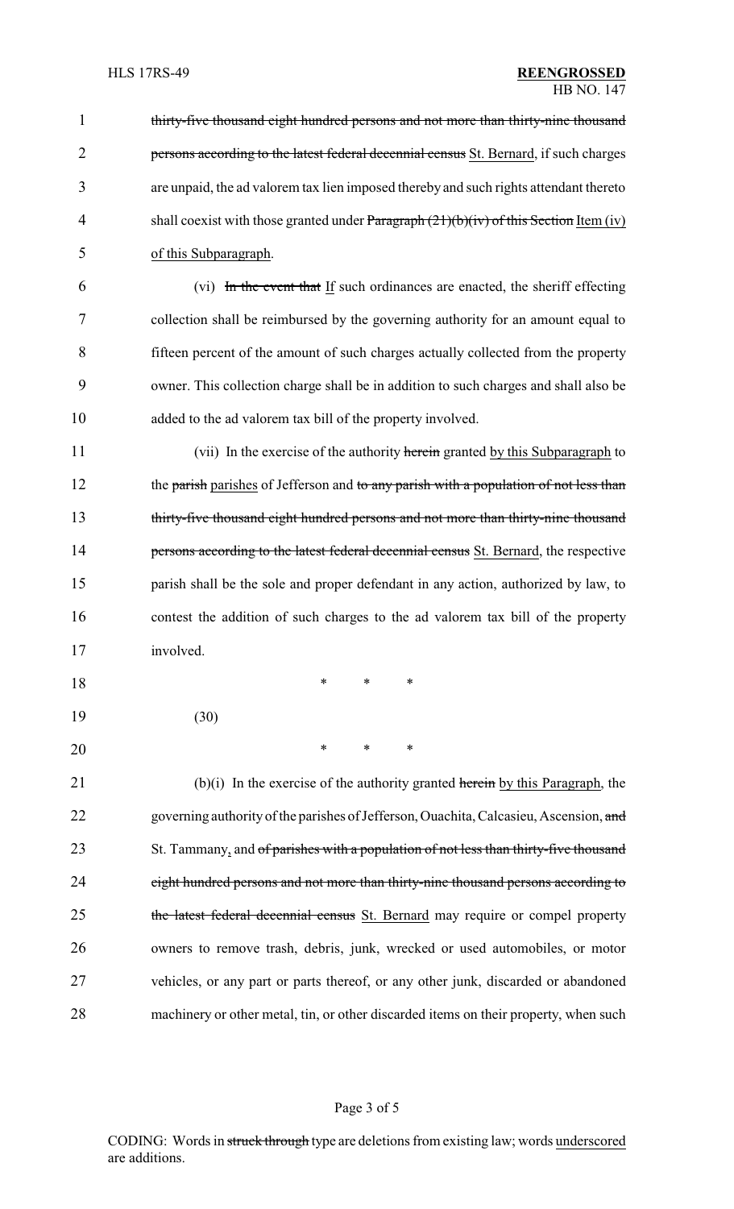~~thirty-five thousand eight hundred persons and not more than thirty-nine thousand persons according to the latest federal decennial census~~ St. Bernard, if such charges are unpaid, the ad valorem tax lien imposed thereby and such rights attendant thereto shall coexist with those granted under ~~Paragraph (21)(b)(iv) of this Section~~ Item (iv) of this Subparagraph.

(vi) ~~In the event that~~ If such ordinances are enacted, the sheriff effecting collection shall be reimbursed by the governing authority for an amount equal to fifteen percent of the amount of such charges actually collected from the property owner. This collection charge shall be in addition to such charges and shall also be added to the ad valorem tax bill of the property involved.

(vii) In the exercise of the authority ~~herein~~ granted by this Subparagraph to the ~~parish~~ parishes of Jefferson and ~~to any parish with a population of not less than thirty-five thousand eight hundred persons and not more than thirty-nine thousand persons according to the latest federal decennial census~~ St. Bernard, the respective parish shall be the sole and proper defendant in any action, authorized by law, to contest the addition of such charges to the ad valorem tax bill of the property involved.

\* \* \*

(30)

\* \* \*

(b)(i) In the exercise of the authority granted ~~herein~~ by this Paragraph, the governing authority of the parishes of Jefferson, Ouachita, Calcasieu, Ascension, ~~and~~ St. Tammany, and ~~of parishes with a population of not less than thirty-five thousand eight hundred persons and not more than thirty-nine thousand persons according to the latest federal decennial census~~ St. Bernard may require or compel property owners to remove trash, debris, junk, wrecked or used automobiles, or motor vehicles, or any part or parts thereof, or any other junk, discarded or abandoned machinery or other metal, tin, or other discarded items on their property, when such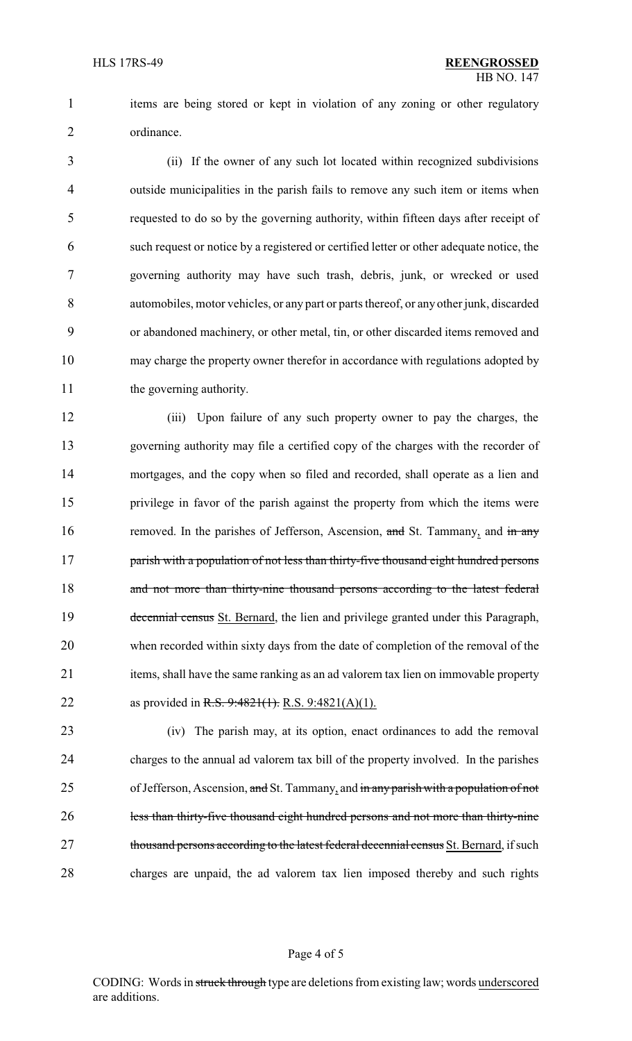items are being stored or kept in violation of any zoning or other regulatory ordinance.

(ii) If the owner of any such lot located within recognized subdivisions outside municipalities in the parish fails to remove any such item or items when requested to do so by the governing authority, within fifteen days after receipt of such request or notice by a registered or certified letter or other adequate notice, the governing authority may have such trash, debris, junk, or wrecked or used automobiles, motor vehicles, or any part or parts thereof, or any other junk, discarded or abandoned machinery, or other metal, tin, or other discarded items removed and may charge the property owner therefor in accordance with regulations adopted by the governing authority.

(iii) Upon failure of any such property owner to pay the charges, the governing authority may file a certified copy of the charges with the recorder of mortgages, and the copy when so filed and recorded, shall operate as a lien and privilege in favor of the parish against the property from which the items were removed. In the parishes of Jefferson, Ascension, ~~and~~ St. Tammany, and ~~in any parish with a population of not less than thirty-five thousand eight hundred persons and not more than thirty-nine thousand persons according to the latest federal decennial census~~ St. Bernard, the lien and privilege granted under this Paragraph, when recorded within sixty days from the date of completion of the removal of the items, shall have the same ranking as an ad valorem tax lien on immovable property as provided in ~~R.S. 9:4821(1).~~ R.S. 9:4821(A)(1).

(iv) The parish may, at its option, enact ordinances to add the removal charges to the annual ad valorem tax bill of the property involved. In the parishes of Jefferson, Ascension, ~~and~~ St. Tammany, and ~~in any parish with a population of not less than thirty-five thousand eight hundred persons and not more than thirty-nine thousand persons according to the latest federal decennial census~~ St. Bernard, if such charges are unpaid, the ad valorem tax lien imposed thereby and such rights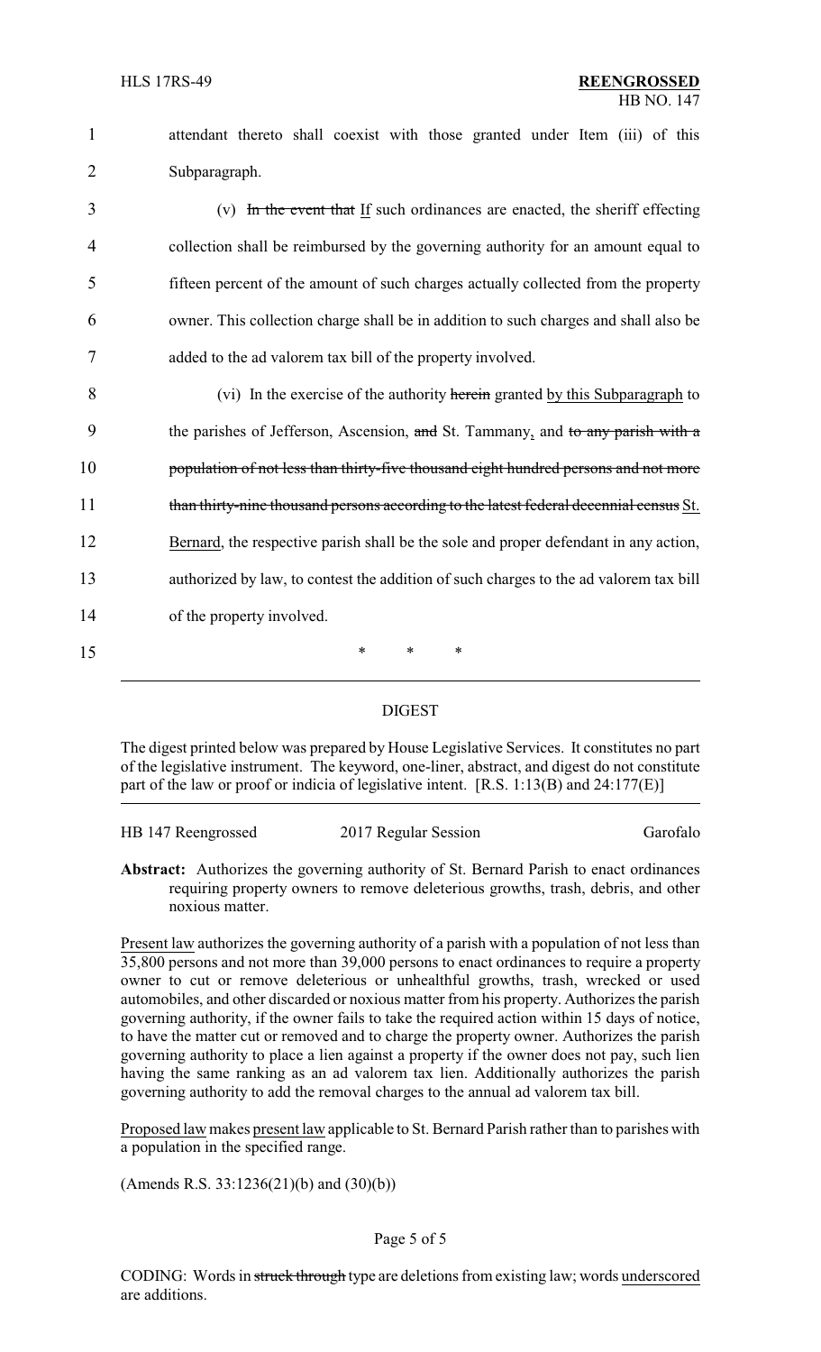attendant thereto shall coexist with those granted under Item (iii) of this Subparagraph.

(v) ~~In the event that~~ If such ordinances are enacted, the sheriff effecting collection shall be reimbursed by the governing authority for an amount equal to fifteen percent of the amount of such charges actually collected from the property owner. This collection charge shall be in addition to such charges and shall also be added to the ad valorem tax bill of the property involved.

(vi) In the exercise of the authority ~~herein~~ granted by this Subparagraph to the parishes of Jefferson, Ascension, ~~and~~ St. Tammany, and ~~to any parish with a population of not less than thirty-five thousand eight hundred persons and not more than thirty-nine thousand persons according to the latest federal decennial census~~ St. Bernard, the respective parish shall be the sole and proper defendant in any action, authorized by law, to contest the addition of such charges to the ad valorem tax bill of the property involved.

\* \* \*

## DIGEST

The digest printed below was prepared by House Legislative Services. It constitutes no part of the legislative instrument. The keyword, one-liner, abstract, and digest do not constitute part of the law or proof or indicia of legislative intent. [R.S. 1:13(B) and 24:177(E)]

HB 147 Reengrossed    2017 Regular Session    Garofalo

**Abstract:** Authorizes the governing authority of St. Bernard Parish to enact ordinances requiring property owners to remove deleterious growths, trash, debris, and other noxious matter.

Present law authorizes the governing authority of a parish with a population of not less than 35,800 persons and not more than 39,000 persons to enact ordinances to require a property owner to cut or remove deleterious or unhealthful growths, trash, wrecked or used automobiles, and other discarded or noxious matter from his property. Authorizes the parish governing authority, if the owner fails to take the required action within 15 days of notice, to have the matter cut or removed and to charge the property owner. Authorizes the parish governing authority to place a lien against a property if the owner does not pay, such lien having the same ranking as an ad valorem tax lien. Additionally authorizes the parish governing authority to add the removal charges to the annual ad valorem tax bill.

Proposed law makes present law applicable to St. Bernard Parish rather than to parishes with a population in the specified range.

(Amends R.S. 33:1236(21)(b) and (30)(b))

CODING: Words in ~~struck through~~ type are deletions from existing law; words underscored are additions.